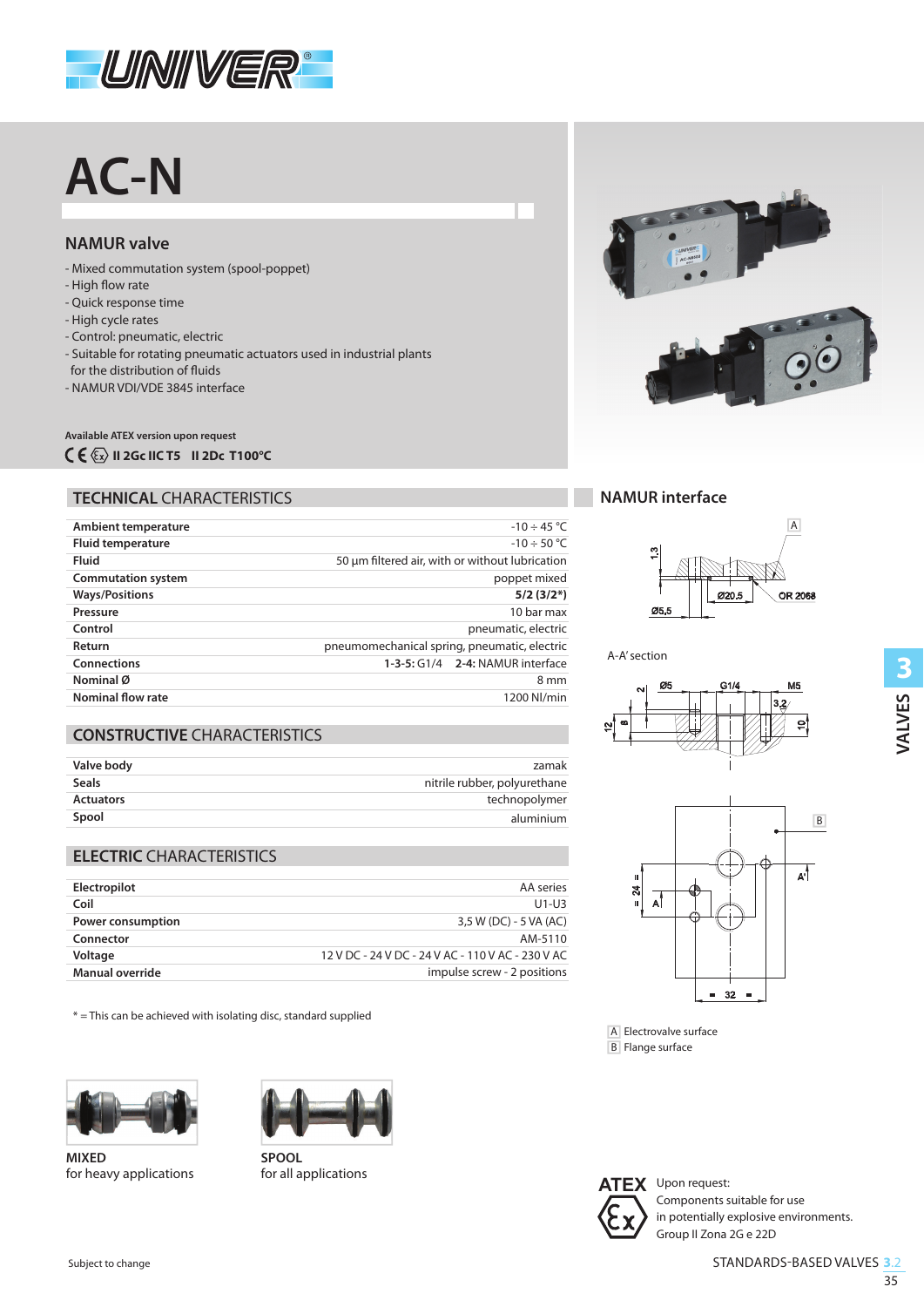# AC-N

## NAMUR valve

- Mixed commutation system (spool-poppet)
- High flow rate
- Quick response time
- High cycle rates
- Control: pneumatic, electric
- Suitable for rotating pneumatic actuators used in industrial plants for the distribution of fluids
- NAMUR VDI/VDE 3845 interface

**Available ATEX version upon request**

**CE Ex II 2Gc IIC T5 II 2Dc T100°C**

## TECHNICAL CHARACTERISTICS

| | |
|---|---|
| **Ambient temperature** | -10 ÷ 45 °C |
| **Fluid temperature** | -10 ÷ 50 °C |
| **Fluid** | 50 µm filtered air, with or without lubrication |
| **Commutation system** | poppet mixed |
| **Ways/Positions** | **5/2 (3/2*)** |
| **Pressure** | 10 bar max |
| **Control** | pneumatic, electric |
| **Return** | pneumomechanical spring, pneumatic, electric |
| **Connections** | **1-3-5:** G1/4 **2-4:** NAMUR interface |
| **Nominal Ø** | 8 mm |
| **Nominal flow rate** | 1200 Nl/min |

## CONSTRUCTIVE CHARACTERISTICS

| | |
|---|---|
| **Valve body** | zamak |
| **Seals** | nitrile rubber, polyurethane |
| **Actuators** | technopolymer |
| **Spool** | aluminium |

## ELECTRIC CHARACTERISTICS

| | |
|---|---|
| **Electropilot** | AA series |
| **Coil** | U1-U3 |
| **Power consumption** | 3,5 W (DC) - 5 VA (AC) |
| **Connector** | AM-5110 |
| **Voltage** | 12 V DC - 24 V DC - 24 V AC - 110 V AC - 230 V AC |
| **Manual override** | impulse screw - 2 positions |

* = This can be achieved with isolating disc, standard supplied

**MIXED**
for heavy applications

**SPOOL**
for all applications

## NAMUR interface

A
1,3
Ø20,5
OR 2068
Ø5,5

A-A' section

Ø5
G1/4
M5
2
3,2
12
8
10

B
24
A
A'
32

A Electrovalve surface
B Flange surface

**ATEX** Upon request:
Components suitable for use in potentially explosive environments.
Group II Zona 2G e 22D

Subject to change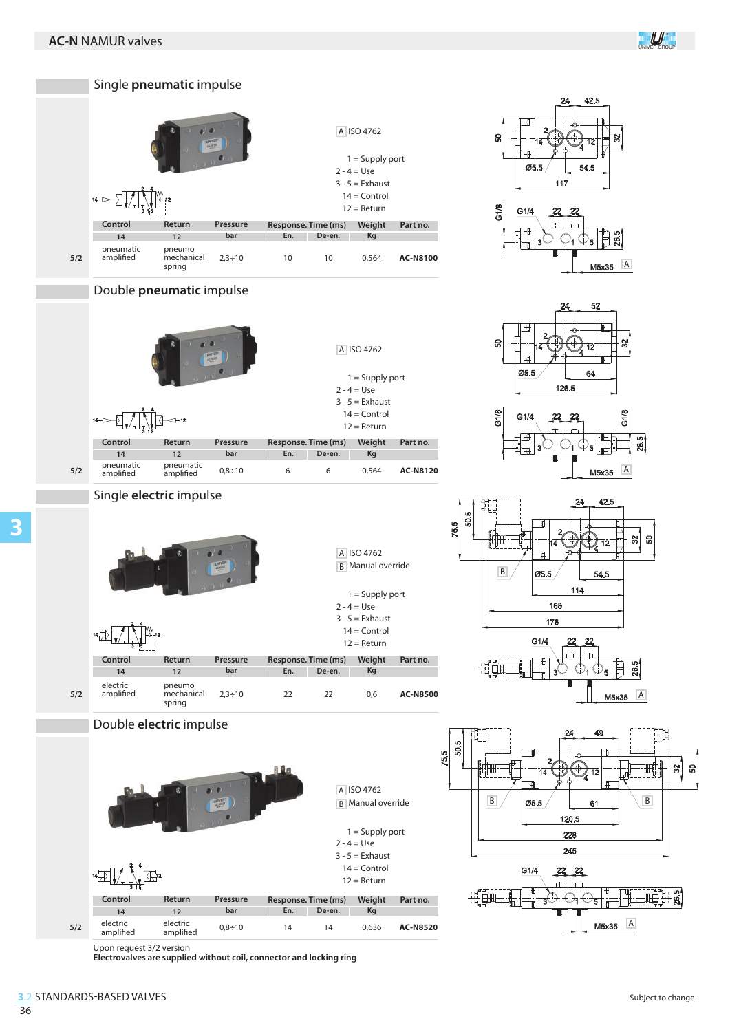## AC-N NAMUR valves

### Single **pneumatic** impulse

A ISO 4762

1 = Supply port
2 - 4 = Use
3 - 5 = Exhaust
14 = Control
12 = Return

| | Control | Return | Pressure | Response. Time (ms) | | Weight | Part no. |
|---|---|---|---|---|---|---|---|
| | 14 | 12 | bar | En. | De-en. | Kg | |
| 5/2 | pneumatic amplified | pneumo mechanical spring | 2,3÷10 | 10 | 10 | 0,564 | **AC-N8100** |

### Double **pneumatic** impulse

A ISO 4762

1 = Supply port
2 - 4 = Use
3 - 5 = Exhaust
14 = Control
12 = Return

| | Control | Return | Pressure | Response. Time (ms) | | Weight | Part no. |
|---|---|---|---|---|---|---|---|
| | 14 | 12 | bar | En. | De-en. | Kg | |
| 5/2 | pneumatic amplified | pneumatic amplified | 0,8÷10 | 6 | 6 | 0,564 | **AC-N8120** |

### Single **electric** impulse

A ISO 4762
B Manual override

1 = Supply port
2 - 4 = Use
3 - 5 = Exhaust
14 = Control
12 = Return

| | Control | Return | Pressure | Response. Time (ms) | | Weight | Part no. |
|---|---|---|---|---|---|---|---|
| | 14 | 12 | bar | En. | De-en. | Kg | |
| 5/2 | electric amplified | pneumo mechanical spring | 2,3÷10 | 22 | 22 | 0,6 | **AC-N8500** |

### Double **electric** impulse

A ISO 4762
B Manual override

1 = Supply port
2 - 4 = Use
3 - 5 = Exhaust
14 = Control
12 = Return

| | Control | Return | Pressure | Response. Time (ms) | | Weight | Part no. |
|---|---|---|---|---|---|---|---|
| | 14 | 12 | bar | En. | De-en. | Kg | |
| 5/2 | electric amplified | electric amplified | 0,8÷10 | 14 | 14 | 0,636 | **AC-N8520** |

Upon request 3/2 version
**Electrovalves are supplied without coil, connector and locking ring**

3.2 STANDARDS-BASED VALVES

Subject to change